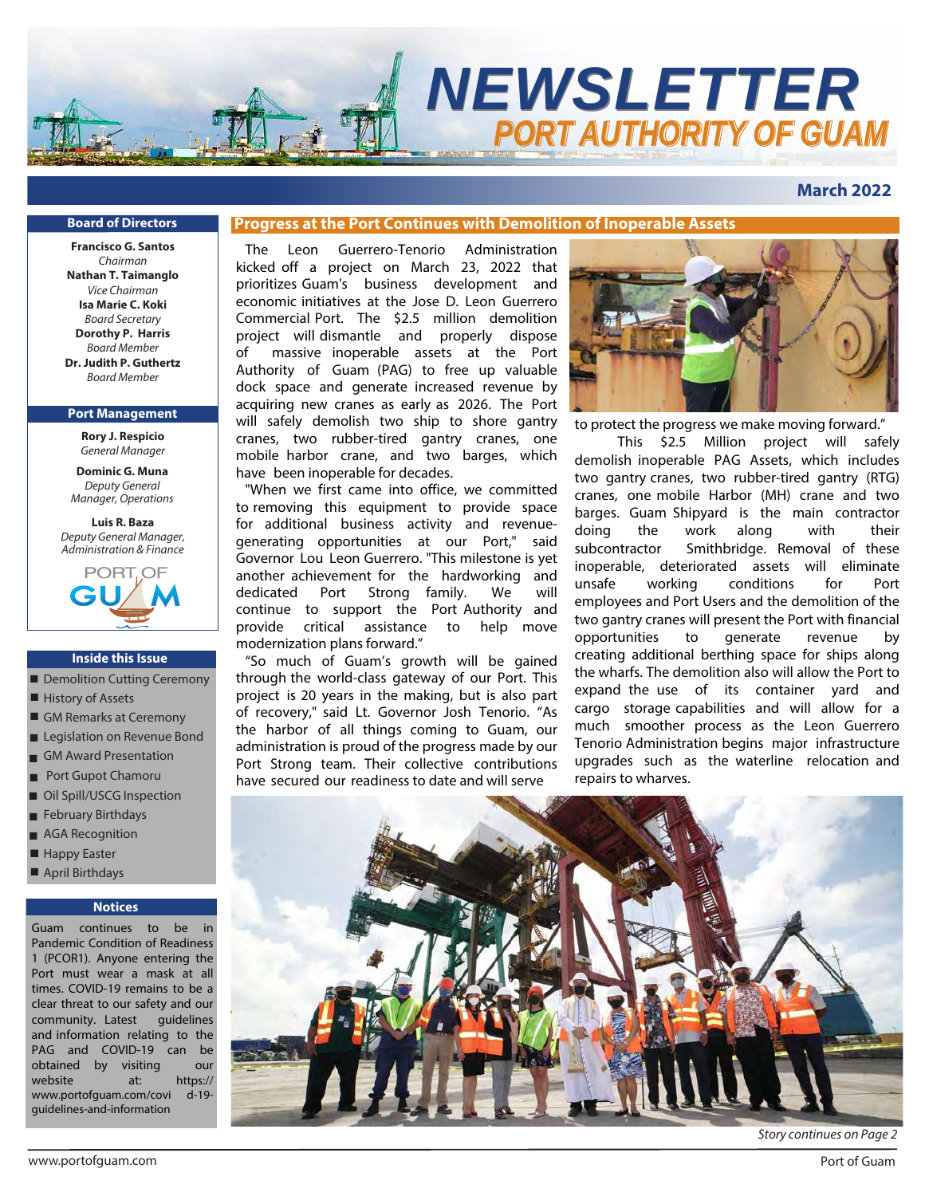# NEWSLETTER

## PORT AUTHORITY OF GUAM

**March 2022**

### Board of Directors

**Francisco G. Santos**
*Chairman*
**Nathan T. Taimanglo**
*Vice Chairman*
**Isa Marie C. Koki**
*Board Secretary*
**Dorothy P. Harris**
*Board Member*
**Dr. Judith P. Guthertz**
*Board Member*

### Port Management

**Rory J. Respicio**
*General Manager*

**Dominic G. Muna**
*Deputy General Manager, Operations*

**Luis R. Baza**
*Deputy General Manager, Administration & Finance*

PORT OF GUAM

### Inside this Issue

- Demolition Cutting Ceremony
- History of Assets
- GM Remarks at Ceremony
- Legislation on Revenue Bond
- GM Award Presentation
- Port Gupot Chamoru
- Oil Spill/USCG Inspection
- February Birthdays
- AGA Recognition
- Happy Easter
- April Birthdays

### Notices

Guam continues to be in Pandemic Condition of Readiness 1 (PCOR1). Anyone entering the Port must wear a mask at all times. COVID-19 remains to be a clear threat to our safety and our community. Latest guidelines and information relating to the PAG and COVID-19 can be obtained by visiting our website at: https://www.portofguam.com/covid-19-guidelines-and-information

## Progress at the Port Continues with Demolition of Inoperable Assets

The Leon Guerrero-Tenorio Administration kicked off a project on March 23, 2022 that prioritizes Guam's business development and economic initiatives at the Jose D. Leon Guerrero Commercial Port. The $2.5 million demolition project will dismantle and properly dispose of massive inoperable assets at the Port Authority of Guam (PAG) to free up valuable dock space and generate increased revenue by acquiring new cranes as early as 2026. The Port will safely demolish two ship to shore gantry cranes, two rubber-tired gantry cranes, one mobile harbor crane, and two barges, which have been inoperable for decades.

"When we first came into office, we committed to removing this equipment to provide space for additional business activity and revenue-generating opportunities at our Port," said Governor Lou Leon Guerrero. "This milestone is yet another achievement for the hardworking and dedicated Port Strong family. We will continue to support the Port Authority and provide critical assistance to help move modernization plans forward."

"So much of Guam's growth will be gained through the world-class gateway of our Port. This project is 20 years in the making, but is also part of recovery," said Lt. Governor Josh Tenorio. "As the harbor of all things coming to Guam, our administration is proud of the progress made by our Port Strong team. Their collective contributions have secured our readiness to date and will serve to protect the progress we make moving forward."

This $2.5 Million project will safely demolish inoperable PAG Assets, which includes two gantry cranes, two rubber-tired gantry (RTG) cranes, one mobile Harbor (MH) crane and two barges. Guam Shipyard is the main contractor doing the work along with their subcontractor Smithbridge. Removal of these inoperable, deteriorated assets will eliminate unsafe working conditions for Port employees and Port Users and the demolition of the two gantry cranes will present the Port with financial opportunities to generate revenue by creating additional berthing space for ships along the wharfs. The demolition also will allow the Port to expand the use of its container yard and cargo storage capabilities and will allow for a much smoother process as the Leon Guerrero Tenorio Administration begins major infrastructure upgrades such as the waterline relocation and repairs to wharves.

*Story continues on Page 2*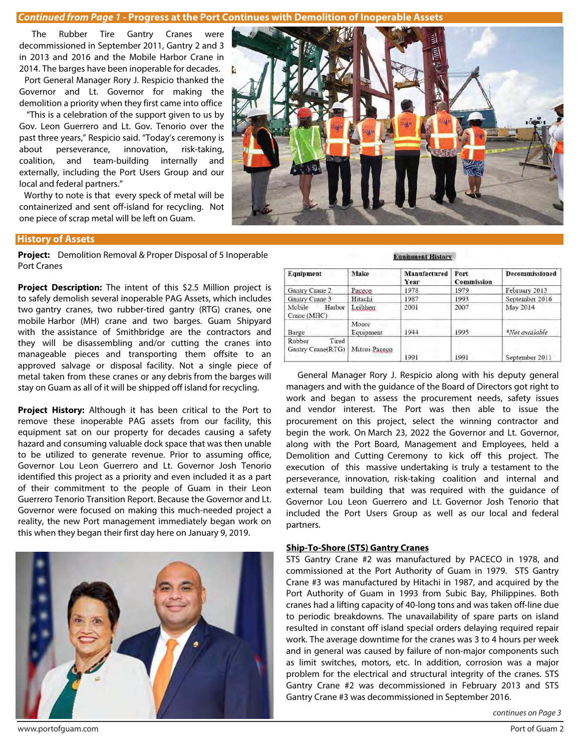## *Continued from Page 1* - Progress at the Port Continues with Demolition of Inoperable Assets

The Rubber Tire Gantry Cranes were decommissioned in September 2011, Gantry 2 and 3 in 2013 and 2016 and the Mobile Harbor Crane in 2014. The barges have been inoperable for decades.

Port General Manager Rory J. Respicio thanked the Governor and Lt. Governor for making the demolition a priority when they first came into office

"This is a celebration of the support given to us by Gov. Leon Guerrero and Lt. Gov. Tenorio over the past three years," Respicio said. "Today's ceremony is about perseverance, innovation, risk-taking, coalition, and team-building internally and externally, including the Port Users Group and our local and federal partners."

Worthy to note is that every speck of metal will be containerized and sent off-island for recycling. Not one piece of scrap metal will be left on Guam.

## History of Assets

**Project:** Demolition Removal & Proper Disposal of 5 Inoperable Port Cranes

**Project Description:** The intent of this $2.5 Million project is to safely demolish several inoperable PAG Assets, which includes two gantry cranes, two rubber-tired gantry (RTG) cranes, one mobile Harbor (MH) crane and two barges. Guam Shipyard with the assistance of Smithbridge are the contractors and they will be disassembling and/or cutting the cranes into manageable pieces and transporting them offsite to an approved salvage or disposal facility. Not a single piece of metal taken from these cranes or any debris from the barges will stay on Guam as all of it will be shipped off island for recycling.

**Project History:** Although it has been critical to the Port to remove these inoperable PAG assets from our facility, this equipment sat on our property for decades causing a safety hazard and consuming valuable dock space that was then unable to be utilized to generate revenue. Prior to assuming office, Governor Lou Leon Guerrero and Lt. Governor Josh Tenorio identified this project as a priority and even included it as a part of their commitment to the people of Guam in their Leon Guerrero Tenorio Transition Report. Because the Governor and Lt. Governor were focused on making this much-needed project a reality, the new Port management immediately began work on this when they began their first day here on January 9, 2019.

**Equipment History**

| Equipment | Make | Manufactured Year | Port Commission | Decommissioned |
|---|---|---|---|---|
| Gantry Crane 2 | Paceco | 1978 | 1979 | February 2013 |
| Gantry Crane 3 | Hitachi | 1987 | 1993 | September 2016 |
| Mobile Harbor Crane (MHC) | Leibherr | 2001 | 2007 | May 2014 |
| Barge | Moore Equipment | 1944 | 1995 | *Not available |
| Rubber Tired Gantry Crane(RTG) | Mitsui-Paceco | 1991 | 1991 | September 2011 |

General Manager Rory J. Respicio along with his deputy general managers and with the guidance of the Board of Directors got right to work and began to assess the procurement needs, safety issues and vendor interest. The Port was then able to issue the procurement on this project, select the winning contractor and begin the work. On March 23, 2022 the Governor and Lt. Governor, along with the Port Board, Management and Employees, held a Demolition and Cutting Ceremony to kick off this project. The execution of this massive undertaking is truly a testament to the perseverance, innovation, risk-taking coalition and internal and external team building that was required with the guidance of Governor Lou Leon Guerrero and Lt. Governor Josh Tenorio that included the Port Users Group as well as our local and federal partners.

### Ship-To-Shore (STS) Gantry Cranes

STS Gantry Crane #2 was manufactured by PACECO in 1978, and commissioned at the Port Authority of Guam in 1979. STS Gantry Crane #3 was manufactured by Hitachi in 1987, and acquired by the Port Authority of Guam in 1993 from Subic Bay, Philippines. Both cranes had a lifting capacity of 40-long tons and was taken off-line due to periodic breakdowns. The unavailability of spare parts on island resulted in constant off island special orders delaying required repair work. The average downtime for the cranes was 3 to 4 hours per week and in general was caused by failure of non-major components such as limit switches, motors, etc. In addition, corrosion was a major problem for the electrical and structural integrity of the cranes. STS Gantry Crane #2 was decommissioned in February 2013 and STS Gantry Crane #3 was decommissioned in September 2016.

*continues on Page 3*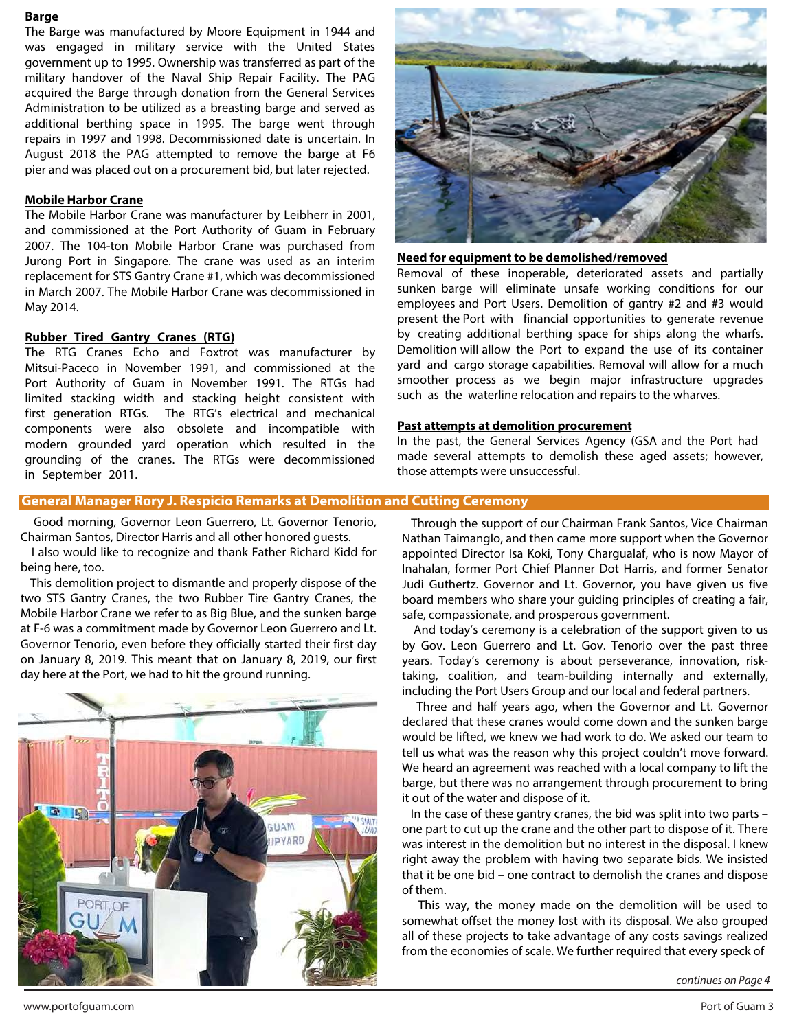**Barge**

The Barge was manufactured by Moore Equipment in 1944 and was engaged in military service with the United States government up to 1995. Ownership was transferred as part of the military handover of the Naval Ship Repair Facility. The PAG acquired the Barge through donation from the General Services Administration to be utilized as a breasting barge and served as additional berthing space in 1995. The barge went through repairs in 1997 and 1998. Decommissioned date is uncertain. In August 2018 the PAG attempted to remove the barge at F6 pier and was placed out on a procurement bid, but later rejected.

**Mobile Harbor Crane**

The Mobile Harbor Crane was manufacturer by Leibherr in 2001, and commissioned at the Port Authority of Guam in February 2007. The 104-ton Mobile Harbor Crane was purchased from Jurong Port in Singapore. The crane was used as an interim replacement for STS Gantry Crane #1, which was decommissioned in March 2007. The Mobile Harbor Crane was decommissioned in May 2014.

**Rubber Tired Gantry Cranes (RTG)**

The RTG Cranes Echo and Foxtrot was manufacturer by Mitsui-Paceco in November 1991, and commissioned at the Port Authority of Guam in November 1991. The RTGs had limited stacking width and stacking height consistent with first generation RTGs. The RTG's electrical and mechanical components were also obsolete and incompatible with modern grounded yard operation which resulted in the grounding of the cranes. The RTGs were decommissioned in September 2011.

**Need for equipment to be demolished/removed**

Removal of these inoperable, deteriorated assets and partially sunken barge will eliminate unsafe working conditions for our employees and Port Users. Demolition of gantry #2 and #3 would present the Port with financial opportunities to generate revenue by creating additional berthing space for ships along the wharfs. Demolition will allow the Port to expand the use of its container yard and cargo storage capabilities. Removal will allow for a much smoother process as we begin major infrastructure upgrades such as the waterline relocation and repairs to the wharves.

**Past attempts at demolition procurement**

In the past, the General Services Agency (GSA and the Port had made several attempts to demolish these aged assets; however, those attempts were unsuccessful.

## General Manager Rory J. Respicio Remarks at Demolition and Cutting Ceremony

Good morning, Governor Leon Guerrero, Lt. Governor Tenorio, Chairman Santos, Director Harris and all other honored guests.

I also would like to recognize and thank Father Richard Kidd for being here, too.

This demolition project to dismantle and properly dispose of the two STS Gantry Cranes, the two Rubber Tire Gantry Cranes, the Mobile Harbor Crane we refer to as Big Blue, and the sunken barge at F-6 was a commitment made by Governor Leon Guerrero and Lt. Governor Tenorio, even before they officially started their first day on January 8, 2019. This meant that on January 8, 2019, our first day here at the Port, we had to hit the ground running.

Through the support of our Chairman Frank Santos, Vice Chairman Nathan Taimanglo, and then came more support when the Governor appointed Director Isa Koki, Tony Chargualaf, who is now Mayor of Inahalan, former Port Chief Planner Dot Harris, and former Senator Judi Guthertz. Governor and Lt. Governor, you have given us five board members who share your guiding principles of creating a fair, safe, compassionate, and prosperous government.

And today's ceremony is a celebration of the support given to us by Gov. Leon Guerrero and Lt. Gov. Tenorio over the past three years. Today's ceremony is about perseverance, innovation, risk-taking, coalition, and team-building internally and externally, including the Port Users Group and our local and federal partners.

Three and half years ago, when the Governor and Lt. Governor declared that these cranes would come down and the sunken barge would be lifted, we knew we had work to do. We asked our team to tell us what was the reason why this project couldn't move forward. We heard an agreement was reached with a local company to lift the barge, but there was no arrangement through procurement to bring it out of the water and dispose of it.

In the case of these gantry cranes, the bid was split into two parts – one part to cut up the crane and the other part to dispose of it. There was interest in the demolition but no interest in the disposal. I knew right away the problem with having two separate bids. We insisted that it be one bid – one contract to demolish the cranes and dispose of them.

This way, the money made on the demolition will be used to somewhat offset the money lost with its disposal. We also grouped all of these projects to take advantage of any costs savings realized from the economies of scale. We further required that every speck of

*continues on Page 4*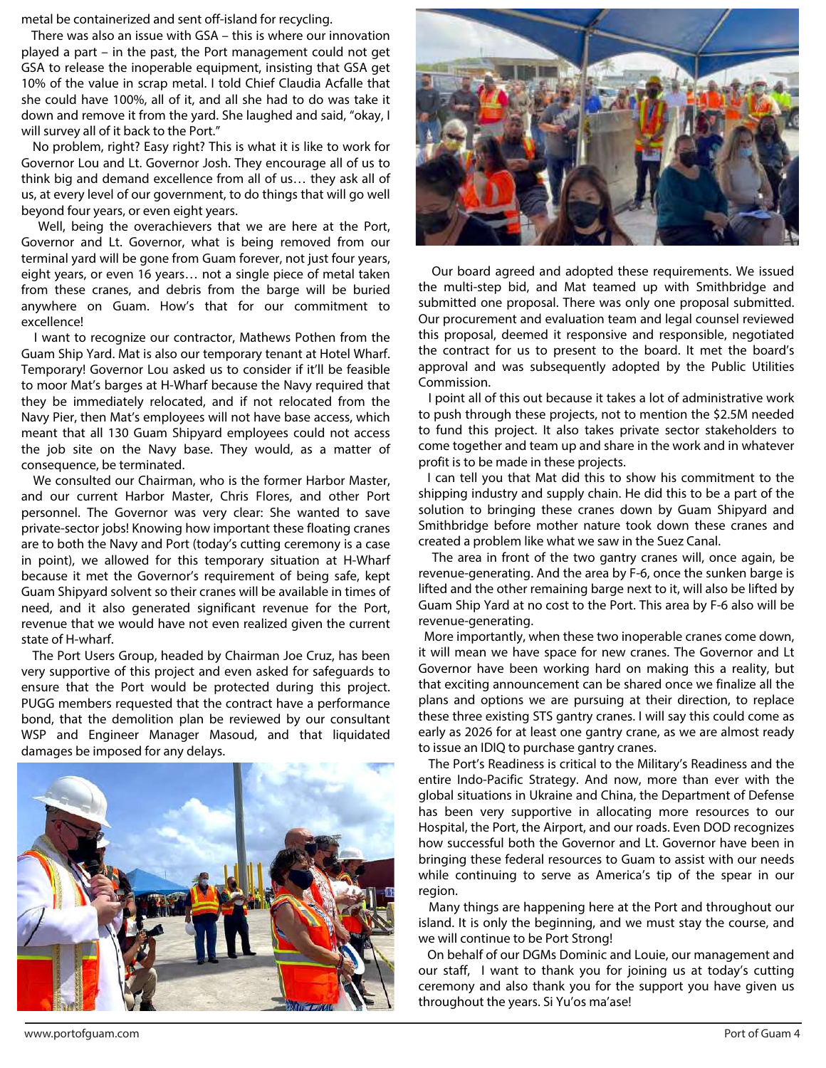metal be containerized and sent off-island for recycling.

There was also an issue with GSA – this is where our innovation played a part – in the past, the Port management could not get GSA to release the inoperable equipment, insisting that GSA get 10% of the value in scrap metal. I told Chief Claudia Acfalle that she could have 100%, all of it, and all she had to do was take it down and remove it from the yard. She laughed and said, "okay, I will survey all of it back to the Port."

No problem, right? Easy right? This is what it is like to work for Governor Lou and Lt. Governor Josh. They encourage all of us to think big and demand excellence from all of us… they ask all of us, at every level of our government, to do things that will go well beyond four years, or even eight years.

Well, being the overachievers that we are here at the Port, Governor and Lt. Governor, what is being removed from our terminal yard will be gone from Guam forever, not just four years, eight years, or even 16 years… not a single piece of metal taken from these cranes, and debris from the barge will be buried anywhere on Guam. How's that for our commitment to excellence!

I want to recognize our contractor, Mathews Pothen from the Guam Ship Yard. Mat is also our temporary tenant at Hotel Wharf. Temporary! Governor Lou asked us to consider if it'll be feasible to moor Mat's barges at H-Wharf because the Navy required that they be immediately relocated, and if not relocated from the Navy Pier, then Mat's employees will not have base access, which meant that all 130 Guam Shipyard employees could not access the job site on the Navy base. They would, as a matter of consequence, be terminated.

We consulted our Chairman, who is the former Harbor Master, and our current Harbor Master, Chris Flores, and other Port personnel. The Governor was very clear: She wanted to save private-sector jobs! Knowing how important these floating cranes are to both the Navy and Port (today's cutting ceremony is a case in point), we allowed for this temporary situation at H-Wharf because it met the Governor's requirement of being safe, kept Guam Shipyard solvent so their cranes will be available in times of need, and it also generated significant revenue for the Port, revenue that we would have not even realized given the current state of H-wharf.

The Port Users Group, headed by Chairman Joe Cruz, has been very supportive of this project and even asked for safeguards to ensure that the Port would be protected during this project. PUGG members requested that the contract have a performance bond, that the demolition plan be reviewed by our consultant WSP and Engineer Manager Masoud, and that liquidated damages be imposed for any delays.

Our board agreed and adopted these requirements. We issued the multi-step bid, and Mat teamed up with Smithbridge and submitted one proposal. There was only one proposal submitted. Our procurement and evaluation team and legal counsel reviewed this proposal, deemed it responsive and responsible, negotiated the contract for us to present to the board. It met the board's approval and was subsequently adopted by the Public Utilities Commission.

I point all of this out because it takes a lot of administrative work to push through these projects, not to mention the $2.5M needed to fund this project. It also takes private sector stakeholders to come together and team up and share in the work and in whatever profit is to be made in these projects.

I can tell you that Mat did this to show his commitment to the shipping industry and supply chain. He did this to be a part of the solution to bringing these cranes down by Guam Shipyard and Smithbridge before mother nature took down these cranes and created a problem like what we saw in the Suez Canal.

The area in front of the two gantry cranes will, once again, be revenue-generating. And the area by F-6, once the sunken barge is lifted and the other remaining barge next to it, will also be lifted by Guam Ship Yard at no cost to the Port. This area by F-6 also will be revenue-generating.

More importantly, when these two inoperable cranes come down, it will mean we have space for new cranes. The Governor and Lt Governor have been working hard on making this a reality, but that exciting announcement can be shared once we finalize all the plans and options we are pursuing at their direction, to replace these three existing STS gantry cranes. I will say this could come as early as 2026 for at least one gantry crane, as we are almost ready to issue an IDIQ to purchase gantry cranes.

The Port's Readiness is critical to the Military's Readiness and the entire Indo-Pacific Strategy. And now, more than ever with the global situations in Ukraine and China, the Department of Defense has been very supportive in allocating more resources to our Hospital, the Port, the Airport, and our roads. Even DOD recognizes how successful both the Governor and Lt. Governor have been in bringing these federal resources to Guam to assist with our needs while continuing to serve as America's tip of the spear in our region.

Many things are happening here at the Port and throughout our island. It is only the beginning, and we must stay the course, and we will continue to be Port Strong!

On behalf of our DGMs Dominic and Louie, our management and our staff, I want to thank you for joining us at today's cutting ceremony and also thank you for the support you have given us throughout the years. Si Yu'os ma'ase!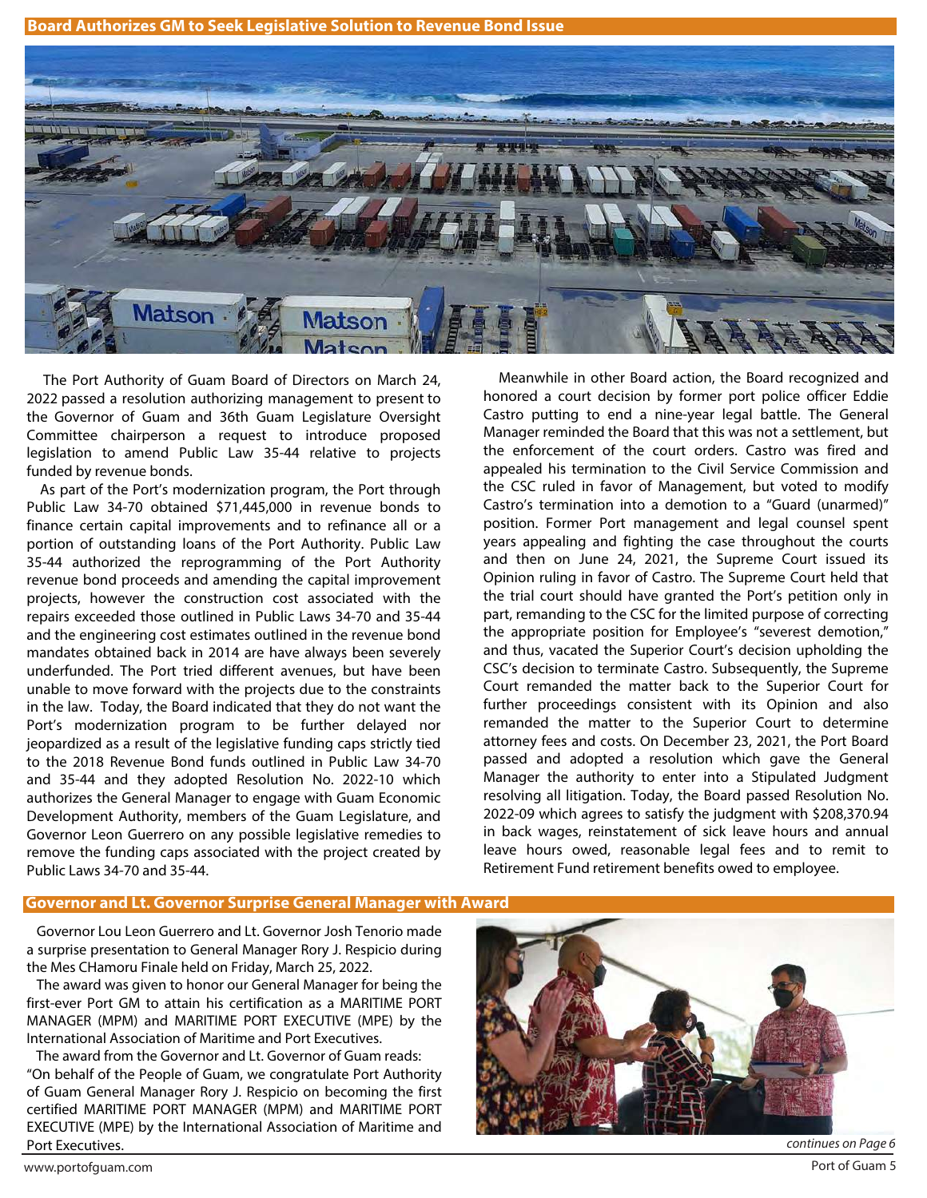## Board Authorizes GM to Seek Legislative Solution to Revenue Bond Issue

The Port Authority of Guam Board of Directors on March 24, 2022 passed a resolution authorizing management to present to the Governor of Guam and 36th Guam Legislature Oversight Committee chairperson a request to introduce proposed legislation to amend Public Law 35-44 relative to projects funded by revenue bonds.

As part of the Port's modernization program, the Port through Public Law 34-70 obtained $71,445,000 in revenue bonds to finance certain capital improvements and to refinance all or a portion of outstanding loans of the Port Authority. Public Law 35-44 authorized the reprogramming of the Port Authority revenue bond proceeds and amending the capital improvement projects, however the construction cost associated with the repairs exceeded those outlined in Public Laws 34-70 and 35-44 and the engineering cost estimates outlined in the revenue bond mandates obtained back in 2014 are have always been severely underfunded. The Port tried different avenues, but have been unable to move forward with the projects due to the constraints in the law. Today, the Board indicated that they do not want the Port's modernization program to be further delayed nor jeopardized as a result of the legislative funding caps strictly tied to the 2018 Revenue Bond funds outlined in Public Law 34-70 and 35-44 and they adopted Resolution No. 2022-10 which authorizes the General Manager to engage with Guam Economic Development Authority, members of the Guam Legislature, and Governor Leon Guerrero on any possible legislative remedies to remove the funding caps associated with the project created by Public Laws 34-70 and 35-44.

Meanwhile in other Board action, the Board recognized and honored a court decision by former port police officer Eddie Castro putting to end a nine-year legal battle. The General Manager reminded the Board that this was not a settlement, but the enforcement of the court orders. Castro was fired and appealed his termination to the Civil Service Commission and the CSC ruled in favor of Management, but voted to modify Castro's termination into a demotion to a "Guard (unarmed)" position. Former Port management and legal counsel spent years appealing and fighting the case throughout the courts and then on June 24, 2021, the Supreme Court issued its Opinion ruling in favor of Castro. The Supreme Court held that the trial court should have granted the Port's petition only in part, remanding to the CSC for the limited purpose of correcting the appropriate position for Employee's "severest demotion," and thus, vacated the Superior Court's decision upholding the CSC's decision to terminate Castro. Subsequently, the Supreme Court remanded the matter back to the Superior Court for further proceedings consistent with its Opinion and also remanded the matter to the Superior Court to determine attorney fees and costs. On December 23, 2021, the Port Board passed and adopted a resolution which gave the General Manager the authority to enter into a Stipulated Judgment resolving all litigation. Today, the Board passed Resolution No. 2022-09 which agrees to satisfy the judgment with $208,370.94 in back wages, reinstatement of sick leave hours and annual leave hours owed, reasonable legal fees and to remit to Retirement Fund retirement benefits owed to employee.

## Governor and Lt. Governor Surprise General Manager with Award

Governor Lou Leon Guerrero and Lt. Governor Josh Tenorio made a surprise presentation to General Manager Rory J. Respicio during the Mes CHamoru Finale held on Friday, March 25, 2022.

The award was given to honor our General Manager for being the first-ever Port GM to attain his certification as a MARITIME PORT MANAGER (MPM) and MARITIME PORT EXECUTIVE (MPE) by the International Association of Maritime and Port Executives.

The award from the Governor and Lt. Governor of Guam reads: "On behalf of the People of Guam, we congratulate Port Authority of Guam General Manager Rory J. Respicio on becoming the first certified MARITIME PORT MANAGER (MPM) and MARITIME PORT EXECUTIVE (MPE) by the International Association of Maritime and Port Executives.

*continues on Page 6*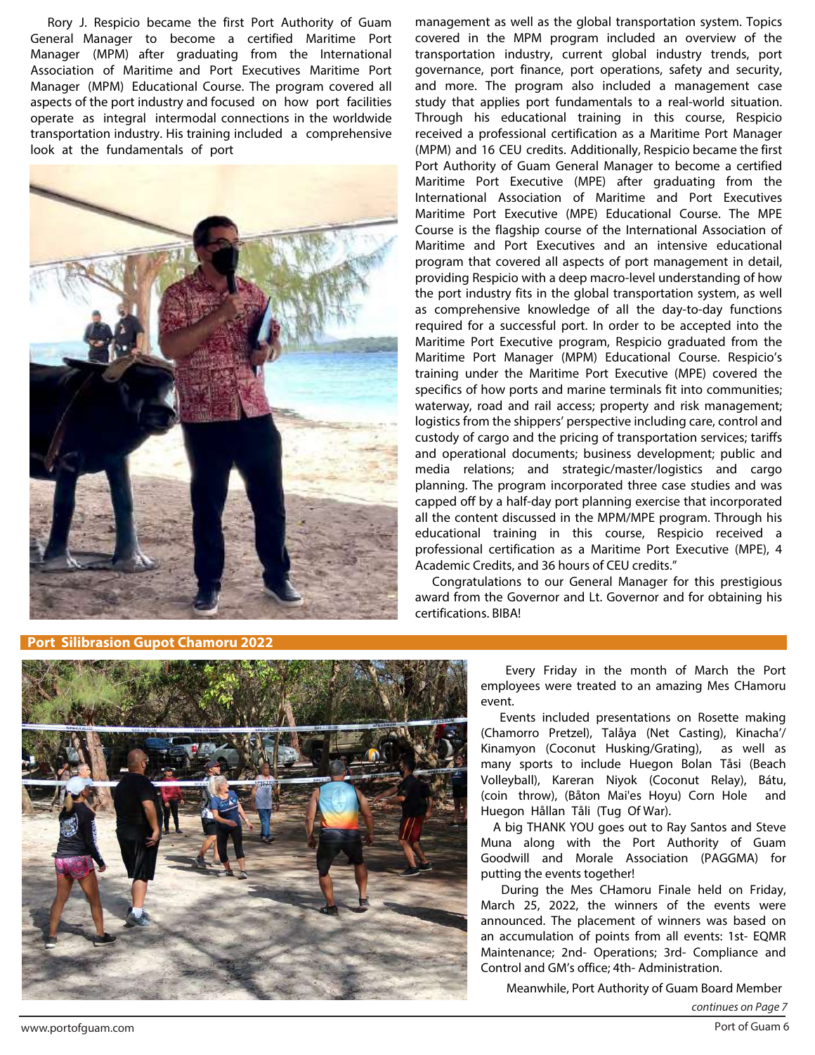Rory J. Respicio became the first Port Authority of Guam General Manager to become a certified Maritime Port Manager (MPM) after graduating from the International Association of Maritime and Port Executives Maritime Port Manager (MPM) Educational Course. The program covered all aspects of the port industry and focused on how port facilities operate as integral intermodal connections in the worldwide transportation industry. His training included a comprehensive look at the fundamentals of port management as well as the global transportation system. Topics covered in the MPM program included an overview of the transportation industry, current global industry trends, port governance, port finance, port operations, safety and security, and more. The program also included a management case study that applies port fundamentals to a real-world situation. Through his educational training in this course, Respicio received a professional certification as a Maritime Port Manager (MPM) and 16 CEU credits. Additionally, Respicio became the first Port Authority of Guam General Manager to become a certified Maritime Port Executive (MPE) after graduating from the International Association of Maritime and Port Executives Maritime Port Executive (MPE) Educational Course. The MPE Course is the flagship course of the International Association of Maritime and Port Executives and an intensive educational program that covered all aspects of port management in detail, providing Respicio with a deep macro-level understanding of how the port industry fits in the global transportation system, as well as comprehensive knowledge of all the day-to-day functions required for a successful port. In order to be accepted into the Maritime Port Executive program, Respicio graduated from the Maritime Port Manager (MPM) Educational Course. Respicio's training under the Maritime Port Executive (MPE) covered the specifics of how ports and marine terminals fit into communities; waterway, road and rail access; property and risk management; logistics from the shippers' perspective including care, control and custody of cargo and the pricing of transportation services; tariffs and operational documents; business development; public and media relations; and strategic/master/logistics and cargo planning. The program incorporated three case studies and was capped off by a half-day port planning exercise that incorporated all the content discussed in the MPM/MPE program. Through his educational training in this course, Respicio received a professional certification as a Maritime Port Executive (MPE), 4 Academic Credits, and 36 hours of CEU credits."

Congratulations to our General Manager for this prestigious award from the Governor and Lt. Governor and for obtaining his certifications. BIBA!

## Port Silibrasion Gupot Chamoru 2022

Every Friday in the month of March the Port employees were treated to an amazing Mes CHamoru event.

Events included presentations on Rosette making (Chamorro Pretzel), Talåya (Net Casting), Kinacha'/ Kinamyon (Coconut Husking/Grating), as well as many sports to include Huegon Bolan Tåsi (Beach Volleyball), Kareran Niyok (Coconut Relay), Bátu, (coin throw), (Båton Mai'es Hoyu) Corn Hole and Huegon Hållan Tåli (Tug Of War).

A big THANK YOU goes out to Ray Santos and Steve Muna along with the Port Authority of Guam Goodwill and Morale Association (PAGGMA) for putting the events together!

During the Mes CHamoru Finale held on Friday, March 25, 2022, the winners of the events were announced. The placement of winners was based on an accumulation of points from all events: 1st- EQMR Maintenance; 2nd- Operations; 3rd- Compliance and Control and GM's office; 4th- Administration.

Meanwhile, Port Authority of Guam Board Member

*continues on Page 7*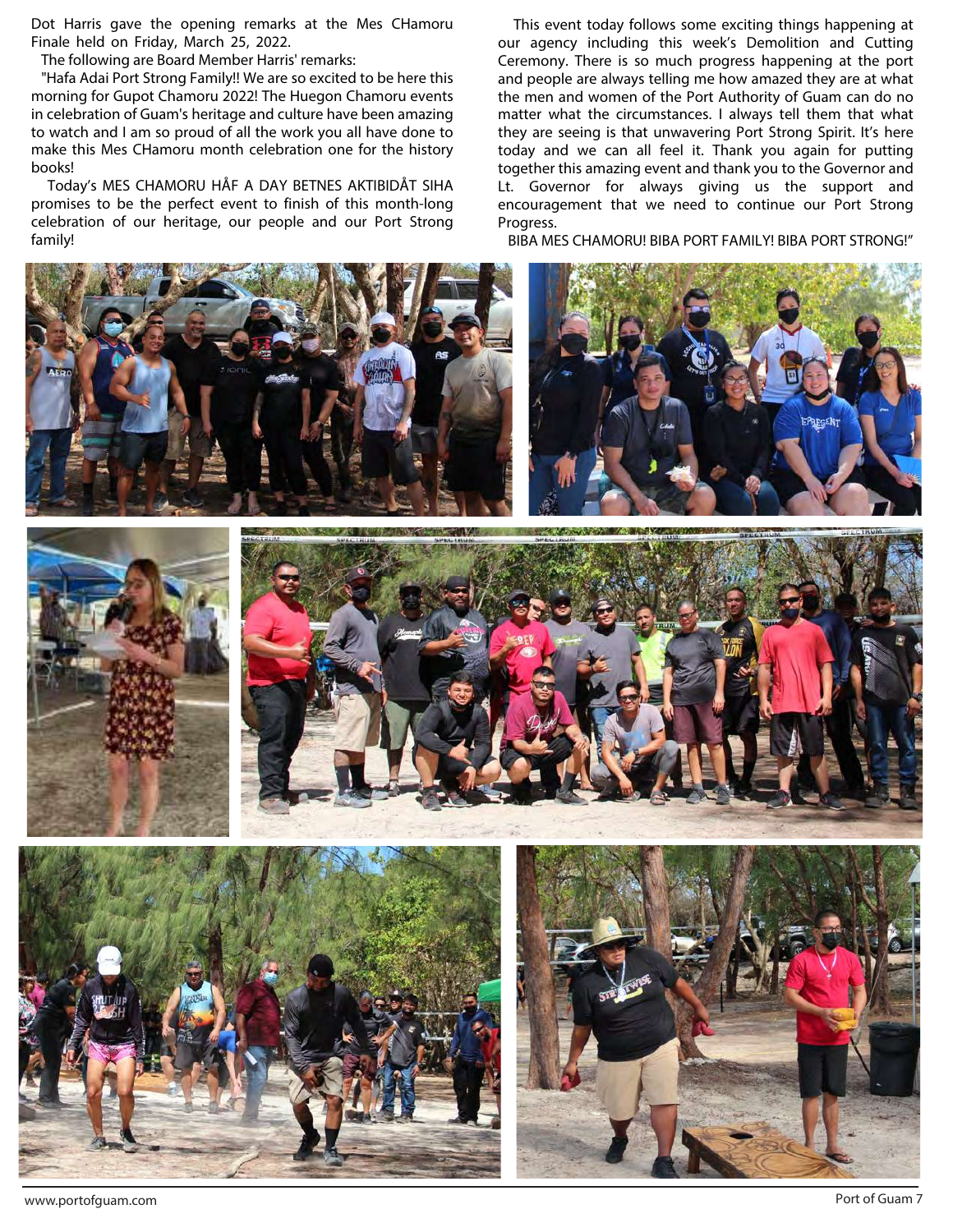Dot Harris gave the opening remarks at the Mes CHamoru Finale held on Friday, March 25, 2022.

The following are Board Member Harris' remarks:

"Hafa Adai Port Strong Family!! We are so excited to be here this morning for Gupot Chamoru 2022! The Huegon Chamoru events in celebration of Guam's heritage and culture have been amazing to watch and I am so proud of all the work you all have done to make this Mes CHamoru month celebration one for the history books!

Today's MES CHAMORU HÅF A DAY BETNES AKTIBIDÅT SIHA promises to be the perfect event to finish of this month-long celebration of our heritage, our people and our Port Strong family!

This event today follows some exciting things happening at our agency including this week's Demolition and Cutting Ceremony. There is so much progress happening at the port and people are always telling me how amazed they are at what the men and women of the Port Authority of Guam can do no matter what the circumstances. I always tell them that what they are seeing is that unwavering Port Strong Spirit. It's here today and we can all feel it. Thank you again for putting together this amazing event and thank you to the Governor and Lt. Governor for always giving us the support and encouragement that we need to continue our Port Strong Progress.

BIBA MES CHAMORU! BIBA PORT FAMILY! BIBA PORT STRONG!"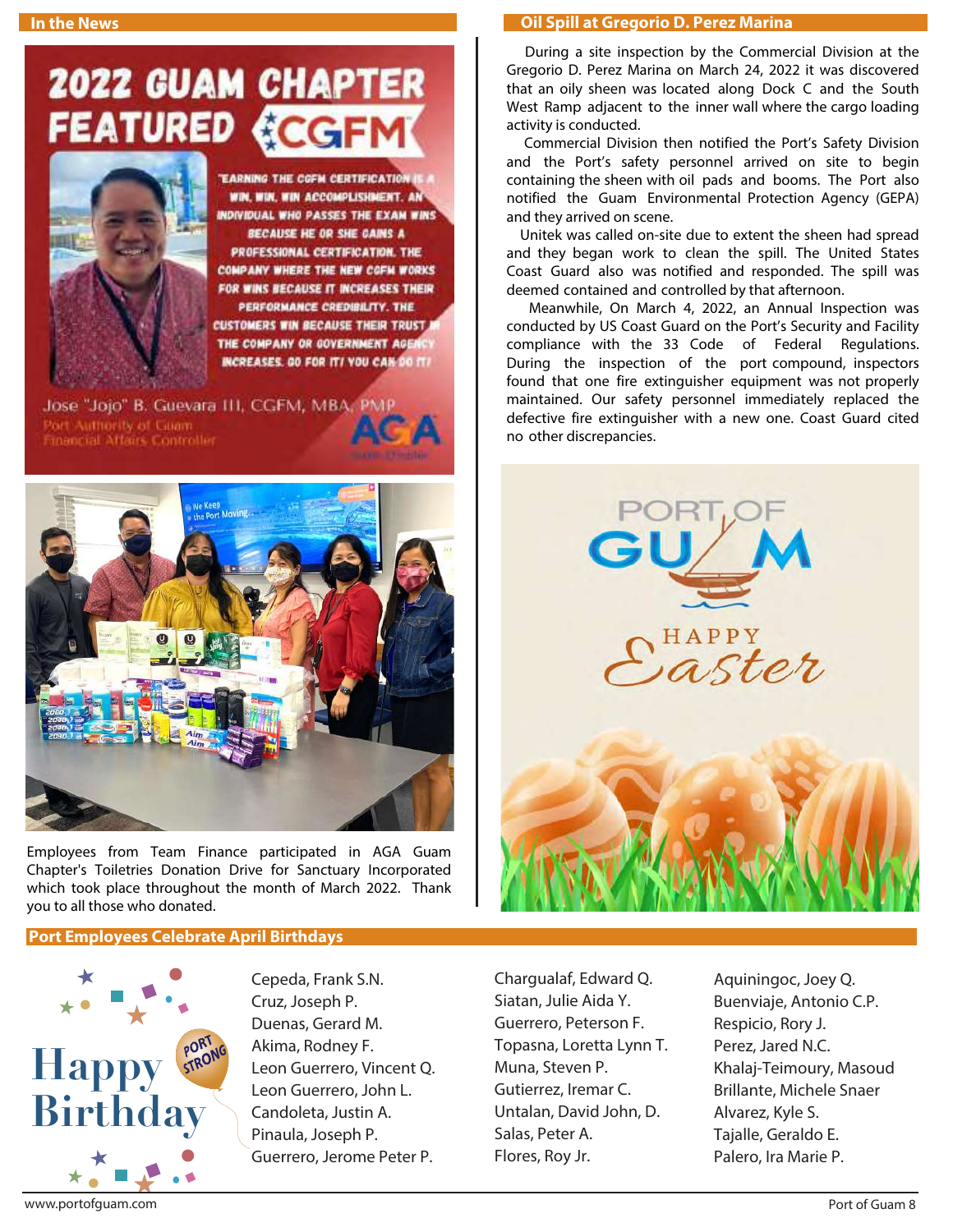## In the News

# 2022 GUAM CHAPTER FEATURED CGFM

"EARNING THE CGFM CERTIFICATION IS A WIN, WIN, WIN ACCOMPLISHMENT. AN INDIVIDUAL WHO PASSES THE EXAM WINS BECAUSE HE OR SHE GAINS A PROFESSIONAL CERTIFICATION. THE COMPANY WHERE THE NEW CGFM WORKS FOR WINS BECAUSE IT INCREASES THEIR PERFORMANCE CREDIBILITY. THE CUSTOMERS WIN BECAUSE THEIR TRUST IN THE COMPANY OR GOVERNMENT AGENCY INCREASES. GO FOR IT! YOU CAN DO IT!

Jose "Jojo" B. Guevara III, CGFM, MBA, PMP
Port Authority of Guam
Financial Affairs Controller

Employees from Team Finance participated in AGA Guam Chapter's Toiletries Donation Drive for Sanctuary Incorporated which took place throughout the month of March 2022. Thank you to all those who donated.

## Oil Spill at Gregorio D. Perez Marina

During a site inspection by the Commercial Division at the Gregorio D. Perez Marina on March 24, 2022 it was discovered that an oily sheen was located along Dock C and the South West Ramp adjacent to the inner wall where the cargo loading activity is conducted.

Commercial Division then notified the Port's Safety Division and the Port's safety personnel arrived on site to begin containing the sheen with oil pads and booms. The Port also notified the Guam Environmental Protection Agency (GEPA) and they arrived on scene.

Unitek was called on-site due to extent the sheen had spread and they began work to clean the spill. The United States Coast Guard also was notified and responded. The spill was deemed contained and controlled by that afternoon.

Meanwhile, On March 4, 2022, an Annual Inspection was conducted by US Coast Guard on the Port's Security and Facility compliance with the 33 Code of Federal Regulations. During the inspection of the port compound, inspectors found that one fire extinguisher equipment was not properly maintained. Our safety personnel immediately replaced the defective fire extinguisher with a new one. Coast Guard cited no other discrepancies.

PORT OF GUAM

HAPPY Easter

## Port Employees Celebrate April Birthdays

Happy Birthday

PORT STRONG

Cepeda, Frank S.N.
Cruz, Joseph P.
Duenas, Gerard M.
Akima, Rodney F.
Leon Guerrero, Vincent Q.
Leon Guerrero, John L.
Candoleta, Justin A.
Pinaula, Joseph P.
Guerrero, Jerome Peter P.
Chargualaf, Edward Q.
Siatan, Julie Aida Y.
Guerrero, Peterson F.
Topasna, Loretta Lynn T.
Muna, Steven P.
Gutierrez, Iremar C.
Untalan, David John, D.
Salas, Peter A.
Flores, Roy Jr.
Aquiningoc, Joey Q.
Buenviaje, Antonio C.P.
Respicio, Rory J.
Perez, Jared N.C.
Khalaj-Teimoury, Masoud
Brillante, Michele Snaer
Alvarez, Kyle S.
Tajalle, Geraldo E.
Palero, Ira Marie P.

www.portofguam.com